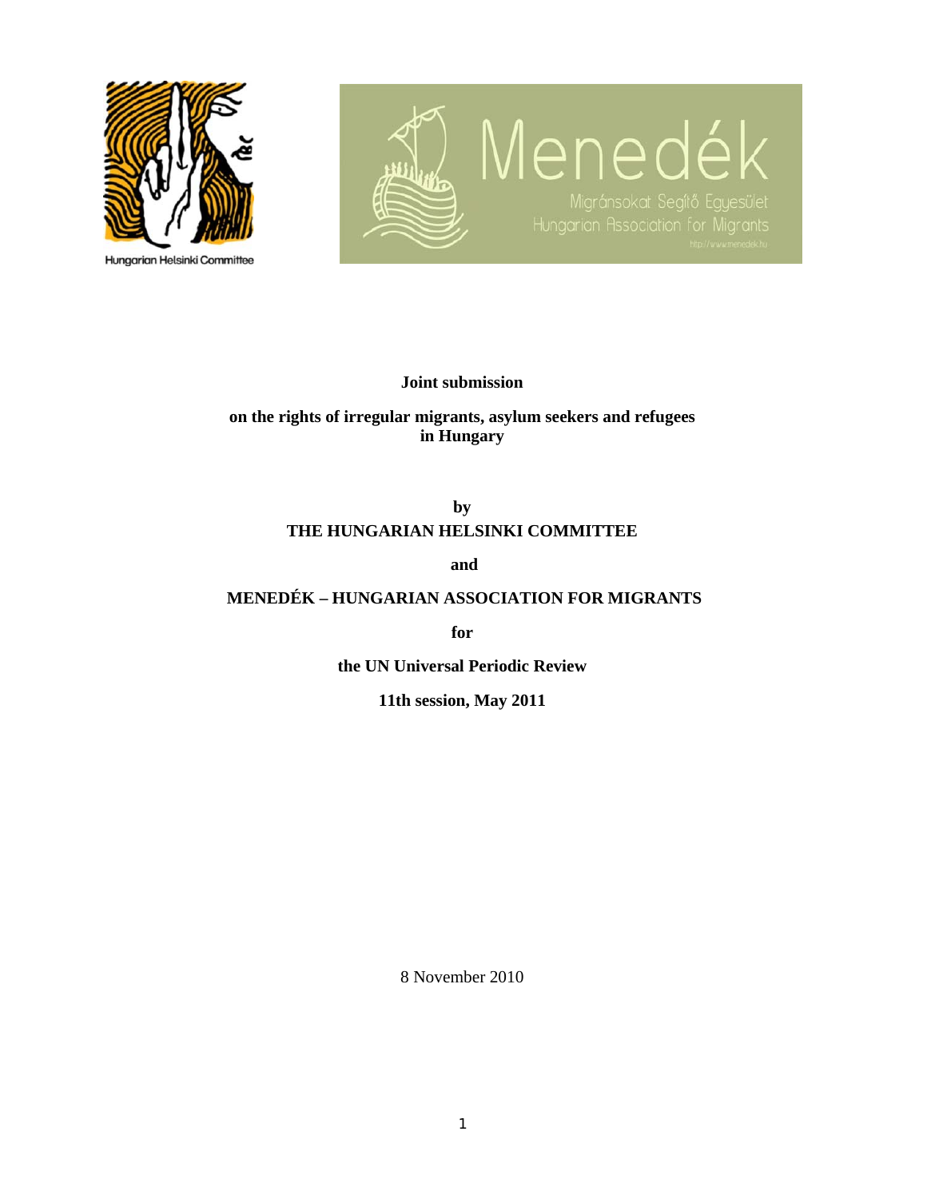Hungarian Helsinki Committee

Menedék

Migránsokat Segítő Egyesület

Hungarian Association for Migrants

http://www.menedek.hu

**Joint submission**

**on the rights of irregular migrants, asylum seekers and refugees in Hungary**

**by**

**THE HUNGARIAN HELSINKI COMMITTEE**

**and**

**MENEDÉK – HUNGARIAN ASSOCIATION FOR MIGRANTS**

**for**

**the UN Universal Periodic Review**

**11th session, May 2011**

8 November 2010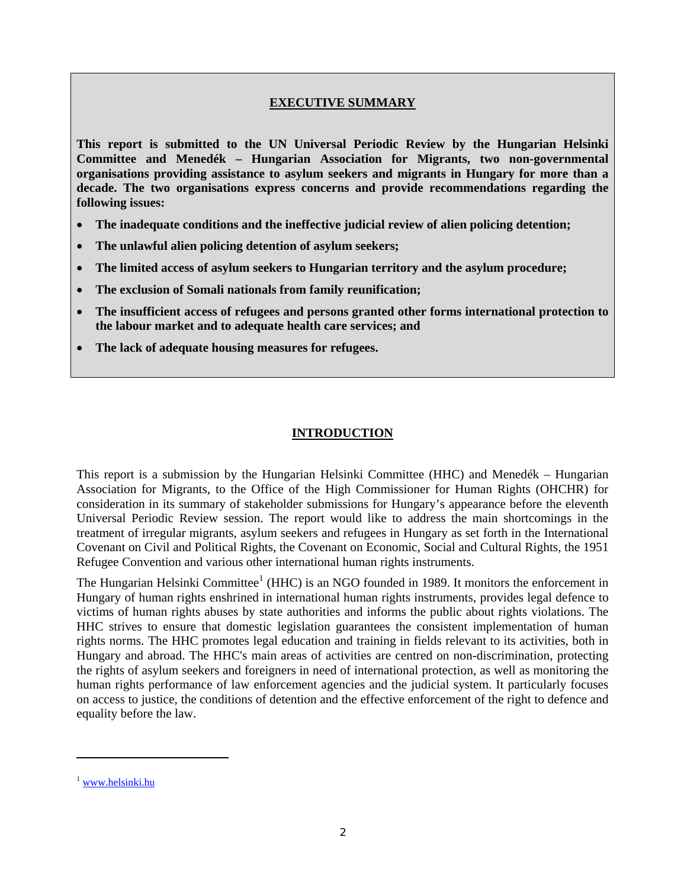## EXECUTIVE SUMMARY

**This report is submitted to the UN Universal Periodic Review by the Hungarian Helsinki Committee and Menedék – Hungarian Association for Migrants, two non-governmental organisations providing assistance to asylum seekers and migrants in Hungary for more than a decade. The two organisations express concerns and provide recommendations regarding the following issues:**

- **The inadequate conditions and the ineffective judicial review of alien policing detention;**
- **The unlawful alien policing detention of asylum seekers;**
- **The limited access of asylum seekers to Hungarian territory and the asylum procedure;**
- **The exclusion of Somali nationals from family reunification;**
- **The insufficient access of refugees and persons granted other forms international protection to the labour market and to adequate health care services; and**
- **The lack of adequate housing measures for refugees.**

## INTRODUCTION

This report is a submission by the Hungarian Helsinki Committee (HHC) and Menedék – Hungarian Association for Migrants, to the Office of the High Commissioner for Human Rights (OHCHR) for consideration in its summary of stakeholder submissions for Hungary's appearance before the eleventh Universal Periodic Review session. The report would like to address the main shortcomings in the treatment of irregular migrants, asylum seekers and refugees in Hungary as set forth in the International Covenant on Civil and Political Rights, the Covenant on Economic, Social and Cultural Rights, the 1951 Refugee Convention and various other international human rights instruments.

The Hungarian Helsinki Committee[1] (HHC) is an NGO founded in 1989. It monitors the enforcement in Hungary of human rights enshrined in international human rights instruments, provides legal defence to victims of human rights abuses by state authorities and informs the public about rights violations. The HHC strives to ensure that domestic legislation guarantees the consistent implementation of human rights norms. The HHC promotes legal education and training in fields relevant to its activities, both in Hungary and abroad. The HHC's main areas of activities are centred on non-discrimination, protecting the rights of asylum seekers and foreigners in need of international protection, as well as monitoring the human rights performance of law enforcement agencies and the judicial system. It particularly focuses on access to justice, the conditions of detention and the effective enforcement of the right to defence and equality before the law.

---

[1] www.helsinki.hu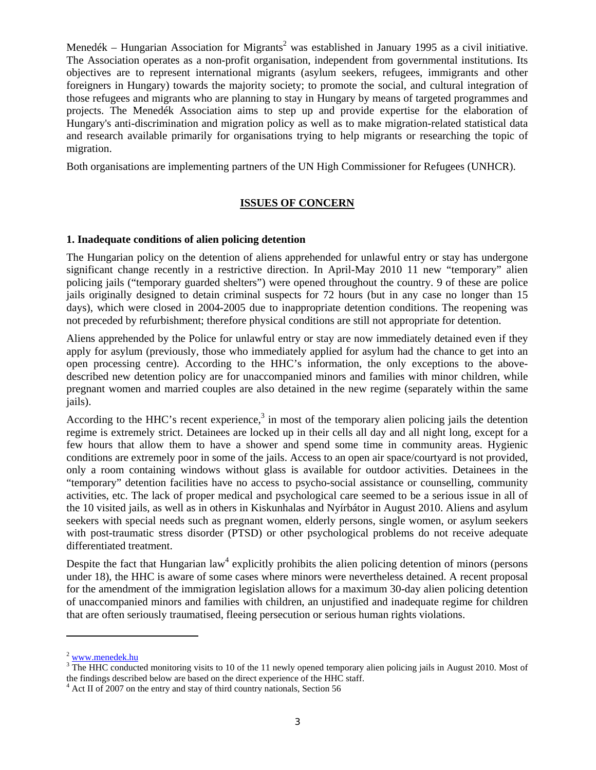Menedék – Hungarian Association for Migrants[2] was established in January 1995 as a civil initiative. The Association operates as a non-profit organisation, independent from governmental institutions. Its objectives are to represent international migrants (asylum seekers, refugees, immigrants and other foreigners in Hungary) towards the majority society; to promote the social, and cultural integration of those refugees and migrants who are planning to stay in Hungary by means of targeted programmes and projects. The Menedék Association aims to step up and provide expertise for the elaboration of Hungary's anti-discrimination and migration policy as well as to make migration-related statistical data and research available primarily for organisations trying to help migrants or researching the topic of migration.

Both organisations are implementing partners of the UN High Commissioner for Refugees (UNHCR).

## ISSUES OF CONCERN

### 1. Inadequate conditions of alien policing detention

The Hungarian policy on the detention of aliens apprehended for unlawful entry or stay has undergone significant change recently in a restrictive direction. In April-May 2010 11 new "temporary" alien policing jails ("temporary guarded shelters") were opened throughout the country. 9 of these are police jails originally designed to detain criminal suspects for 72 hours (but in any case no longer than 15 days), which were closed in 2004-2005 due to inappropriate detention conditions. The reopening was not preceded by refurbishment; therefore physical conditions are still not appropriate for detention.

Aliens apprehended by the Police for unlawful entry or stay are now immediately detained even if they apply for asylum (previously, those who immediately applied for asylum had the chance to get into an open processing centre). According to the HHC's information, the only exceptions to the above-described new detention policy are for unaccompanied minors and families with minor children, while pregnant women and married couples are also detained in the new regime (separately within the same jails).

According to the HHC's recent experience,[3] in most of the temporary alien policing jails the detention regime is extremely strict. Detainees are locked up in their cells all day and all night long, except for a few hours that allow them to have a shower and spend some time in community areas. Hygienic conditions are extremely poor in some of the jails. Access to an open air space/courtyard is not provided, only a room containing windows without glass is available for outdoor activities. Detainees in the "temporary" detention facilities have no access to psycho-social assistance or counselling, community activities, etc. The lack of proper medical and psychological care seemed to be a serious issue in all of the 10 visited jails, as well as in others in Kiskunhalas and Nyírbátor in August 2010. Aliens and asylum seekers with special needs such as pregnant women, elderly persons, single women, or asylum seekers with post-traumatic stress disorder (PTSD) or other psychological problems do not receive adequate differentiated treatment.

Despite the fact that Hungarian law[4] explicitly prohibits the alien policing detention of minors (persons under 18), the HHC is aware of some cases where minors were nevertheless detained. A recent proposal for the amendment of the immigration legislation allows for a maximum 30-day alien policing detention of unaccompanied minors and families with children, an unjustified and inadequate regime for children that are often seriously traumatised, fleeing persecution or serious human rights violations.

---

[2] www.menedek.hu

[3] The HHC conducted monitoring visits to 10 of the 11 newly opened temporary alien policing jails in August 2010. Most of the findings described below are based on the direct experience of the HHC staff.

[4] Act II of 2007 on the entry and stay of third country nationals, Section 56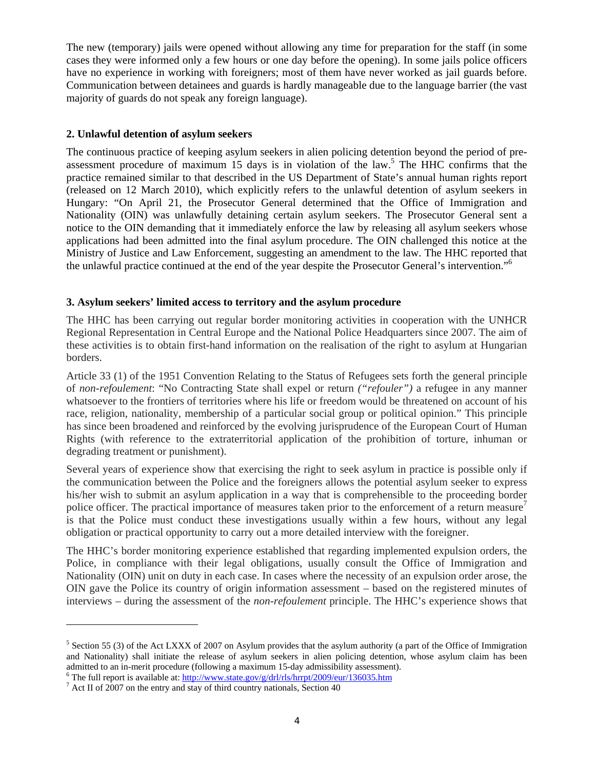The new (temporary) jails were opened without allowing any time for preparation for the staff (in some cases they were informed only a few hours or one day before the opening). In some jails police officers have no experience in working with foreigners; most of them have never worked as jail guards before. Communication between detainees and guards is hardly manageable due to the language barrier (the vast majority of guards do not speak any foreign language).

### 2. Unlawful detention of asylum seekers

The continuous practice of keeping asylum seekers in alien policing detention beyond the period of pre-assessment procedure of maximum 15 days is in violation of the law.[5] The HHC confirms that the practice remained similar to that described in the US Department of State's annual human rights report (released on 12 March 2010), which explicitly refers to the unlawful detention of asylum seekers in Hungary: "On April 21, the Prosecutor General determined that the Office of Immigration and Nationality (OIN) was unlawfully detaining certain asylum seekers. The Prosecutor General sent a notice to the OIN demanding that it immediately enforce the law by releasing all asylum seekers whose applications had been admitted into the final asylum procedure. The OIN challenged this notice at the Ministry of Justice and Law Enforcement, suggesting an amendment to the law. The HHC reported that the unlawful practice continued at the end of the year despite the Prosecutor General's intervention."[6]

### 3. Asylum seekers' limited access to territory and the asylum procedure

The HHC has been carrying out regular border monitoring activities in cooperation with the UNHCR Regional Representation in Central Europe and the National Police Headquarters since 2007. The aim of these activities is to obtain first-hand information on the realisation of the right to asylum at Hungarian borders.

Article 33 (1) of the 1951 Convention Relating to the Status of Refugees sets forth the general principle of *non-refoulement*: "No Contracting State shall expel or return *("refouler")* a refugee in any manner whatsoever to the frontiers of territories where his life or freedom would be threatened on account of his race, religion, nationality, membership of a particular social group or political opinion." This principle has since been broadened and reinforced by the evolving jurisprudence of the European Court of Human Rights (with reference to the extraterritorial application of the prohibition of torture, inhuman or degrading treatment or punishment).

Several years of experience show that exercising the right to seek asylum in practice is possible only if the communication between the Police and the foreigners allows the potential asylum seeker to express his/her wish to submit an asylum application in a way that is comprehensible to the proceeding border police officer. The practical importance of measures taken prior to the enforcement of a return measure[7] is that the Police must conduct these investigations usually within a few hours, without any legal obligation or practical opportunity to carry out a more detailed interview with the foreigner.

The HHC's border monitoring experience established that regarding implemented expulsion orders, the Police, in compliance with their legal obligations, usually consult the Office of Immigration and Nationality (OIN) unit on duty in each case. In cases where the necessity of an expulsion order arose, the OIN gave the Police its country of origin information assessment – based on the registered minutes of interviews – during the assessment of the *non-refoulement* principle. The HHC's experience shows that

---

[5] Section 55 (3) of the Act LXXX of 2007 on Asylum provides that the asylum authority (a part of the Office of Immigration and Nationality) shall initiate the release of asylum seekers in alien policing detention, whose asylum claim has been admitted to an in-merit procedure (following a maximum 15-day admissibility assessment).

[6] The full report is available at: http://www.state.gov/g/drl/rls/hrrpt/2009/eur/136035.htm

[7] Act II of 2007 on the entry and stay of third country nationals, Section 40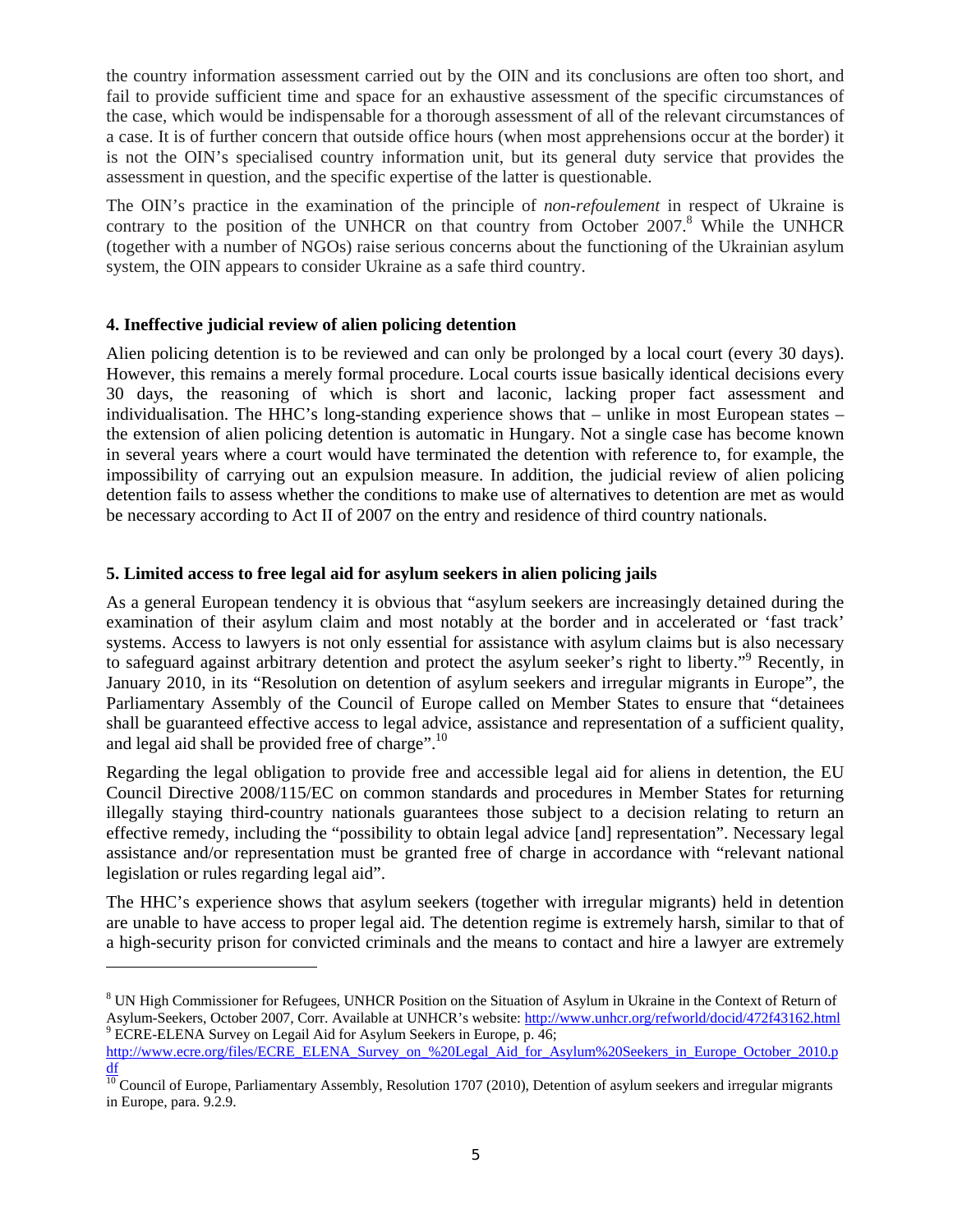the country information assessment carried out by the OIN and its conclusions are often too short, and fail to provide sufficient time and space for an exhaustive assessment of the specific circumstances of the case, which would be indispensable for a thorough assessment of all of the relevant circumstances of a case. It is of further concern that outside office hours (when most apprehensions occur at the border) it is not the OIN's specialised country information unit, but its general duty service that provides the assessment in question, and the specific expertise of the latter is questionable.

The OIN's practice in the examination of the principle of *non-refoulement* in respect of Ukraine is contrary to the position of the UNHCR on that country from October 2007.[8] While the UNHCR (together with a number of NGOs) raise serious concerns about the functioning of the Ukrainian asylum system, the OIN appears to consider Ukraine as a safe third country.

**4. Ineffective judicial review of alien policing detention**

Alien policing detention is to be reviewed and can only be prolonged by a local court (every 30 days). However, this remains a merely formal procedure. Local courts issue basically identical decisions every 30 days, the reasoning of which is short and laconic, lacking proper fact assessment and individualisation. The HHC's long-standing experience shows that – unlike in most European states – the extension of alien policing detention is automatic in Hungary. Not a single case has become known in several years where a court would have terminated the detention with reference to, for example, the impossibility of carrying out an expulsion measure. In addition, the judicial review of alien policing detention fails to assess whether the conditions to make use of alternatives to detention are met as would be necessary according to Act II of 2007 on the entry and residence of third country nationals.

**5. Limited access to free legal aid for asylum seekers in alien policing jails**

As a general European tendency it is obvious that "asylum seekers are increasingly detained during the examination of their asylum claim and most notably at the border and in accelerated or 'fast track' systems. Access to lawyers is not only essential for assistance with asylum claims but is also necessary to safeguard against arbitrary detention and protect the asylum seeker's right to liberty."[9] Recently, in January 2010, in its "Resolution on detention of asylum seekers and irregular migrants in Europe", the Parliamentary Assembly of the Council of Europe called on Member States to ensure that "detainees shall be guaranteed effective access to legal advice, assistance and representation of a sufficient quality, and legal aid shall be provided free of charge".[10]

Regarding the legal obligation to provide free and accessible legal aid for aliens in detention, the EU Council Directive 2008/115/EC on common standards and procedures in Member States for returning illegally staying third-country nationals guarantees those subject to a decision relating to return an effective remedy, including the "possibility to obtain legal advice [and] representation". Necessary legal assistance and/or representation must be granted free of charge in accordance with "relevant national legislation or rules regarding legal aid".

The HHC's experience shows that asylum seekers (together with irregular migrants) held in detention are unable to have access to proper legal aid. The detention regime is extremely harsh, similar to that of a high-security prison for convicted criminals and the means to contact and hire a lawyer are extremely

---

[8] UN High Commissioner for Refugees, UNHCR Position on the Situation of Asylum in Ukraine in the Context of Return of Asylum-Seekers, October 2007, Corr. Available at UNHCR's website: http://www.unhcr.org/refworld/docid/472f43162.html

[9] ECRE-ELENA Survey on Legail Aid for Asylum Seekers in Europe, p. 46; http://www.ecre.org/files/ECRE_ELENA_Survey_on_%20Legal_Aid_for_Asylum%20Seekers_in_Europe_October_2010.pdf

[10] Council of Europe, Parliamentary Assembly, Resolution 1707 (2010), Detention of asylum seekers and irregular migrants in Europe, para. 9.2.9.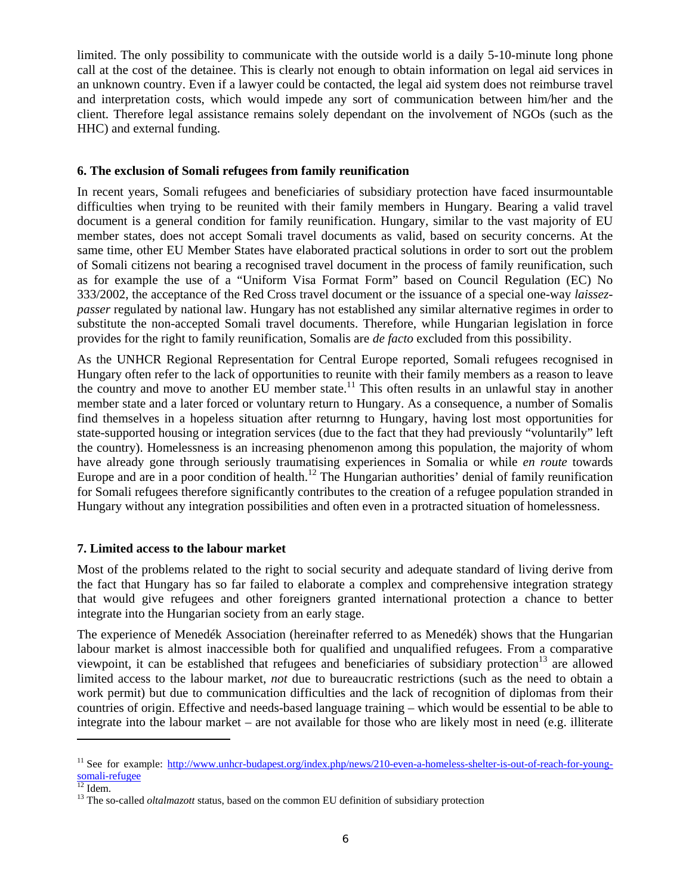limited. The only possibility to communicate with the outside world is a daily 5-10-minute long phone call at the cost of the detainee. This is clearly not enough to obtain information on legal aid services in an unknown country. Even if a lawyer could be contacted, the legal aid system does not reimburse travel and interpretation costs, which would impede any sort of communication between him/her and the client. Therefore legal assistance remains solely dependant on the involvement of NGOs (such as the HHC) and external funding.

**6. The exclusion of Somali refugees from family reunification**

In recent years, Somali refugees and beneficiaries of subsidiary protection have faced insurmountable difficulties when trying to be reunited with their family members in Hungary. Bearing a valid travel document is a general condition for family reunification. Hungary, similar to the vast majority of EU member states, does not accept Somali travel documents as valid, based on security concerns. At the same time, other EU Member States have elaborated practical solutions in order to sort out the problem of Somali citizens not bearing a recognised travel document in the process of family reunification, such as for example the use of a "Uniform Visa Format Form" based on Council Regulation (EC) No 333/2002, the acceptance of the Red Cross travel document or the issuance of a special one-way *laissez-passer* regulated by national law. Hungary has not established any similar alternative regimes in order to substitute the non-accepted Somali travel documents. Therefore, while Hungarian legislation in force provides for the right to family reunification, Somalis are *de facto* excluded from this possibility.

As the UNHCR Regional Representation for Central Europe reported, Somali refugees recognised in Hungary often refer to the lack of opportunities to reunite with their family members as a reason to leave the country and move to another EU member state.[11] This often results in an unlawful stay in another member state and a later forced or voluntary return to Hungary. As a consequence, a number of Somalis find themselves in a hopeless situation after returnng to Hungary, having lost most opportunities for state-supported housing or integration services (due to the fact that they had previously "voluntarily" left the country). Homelessness is an increasing phenomenon among this population, the majority of whom have already gone through seriously traumatising experiences in Somalia or while *en route* towards Europe and are in a poor condition of health.[12] The Hungarian authorities' denial of family reunification for Somali refugees therefore significantly contributes to the creation of a refugee population stranded in Hungary without any integration possibilities and often even in a protracted situation of homelessness.

**7. Limited access to the labour market**

Most of the problems related to the right to social security and adequate standard of living derive from the fact that Hungary has so far failed to elaborate a complex and comprehensive integration strategy that would give refugees and other foreigners granted international protection a chance to better integrate into the Hungarian society from an early stage.

The experience of Menedék Association (hereinafter referred to as Menedék) shows that the Hungarian labour market is almost inaccessible both for qualified and unqualified refugees. From a comparative viewpoint, it can be established that refugees and beneficiaries of subsidiary protection[13] are allowed limited access to the labour market, *not* due to bureaucratic restrictions (such as the need to obtain a work permit) but due to communication difficulties and the lack of recognition of diplomas from their countries of origin. Effective and needs-based language training – which would be essential to be able to integrate into the labour market – are not available for those who are likely most in need (e.g. illiterate

---

[11] See for example: http://www.unhcr-budapest.org/index.php/news/210-even-a-homeless-shelter-is-out-of-reach-for-young-somali-refugee

[12] Idem.

[13] The so-called *oltalmazott* status, based on the common EU definition of subsidiary protection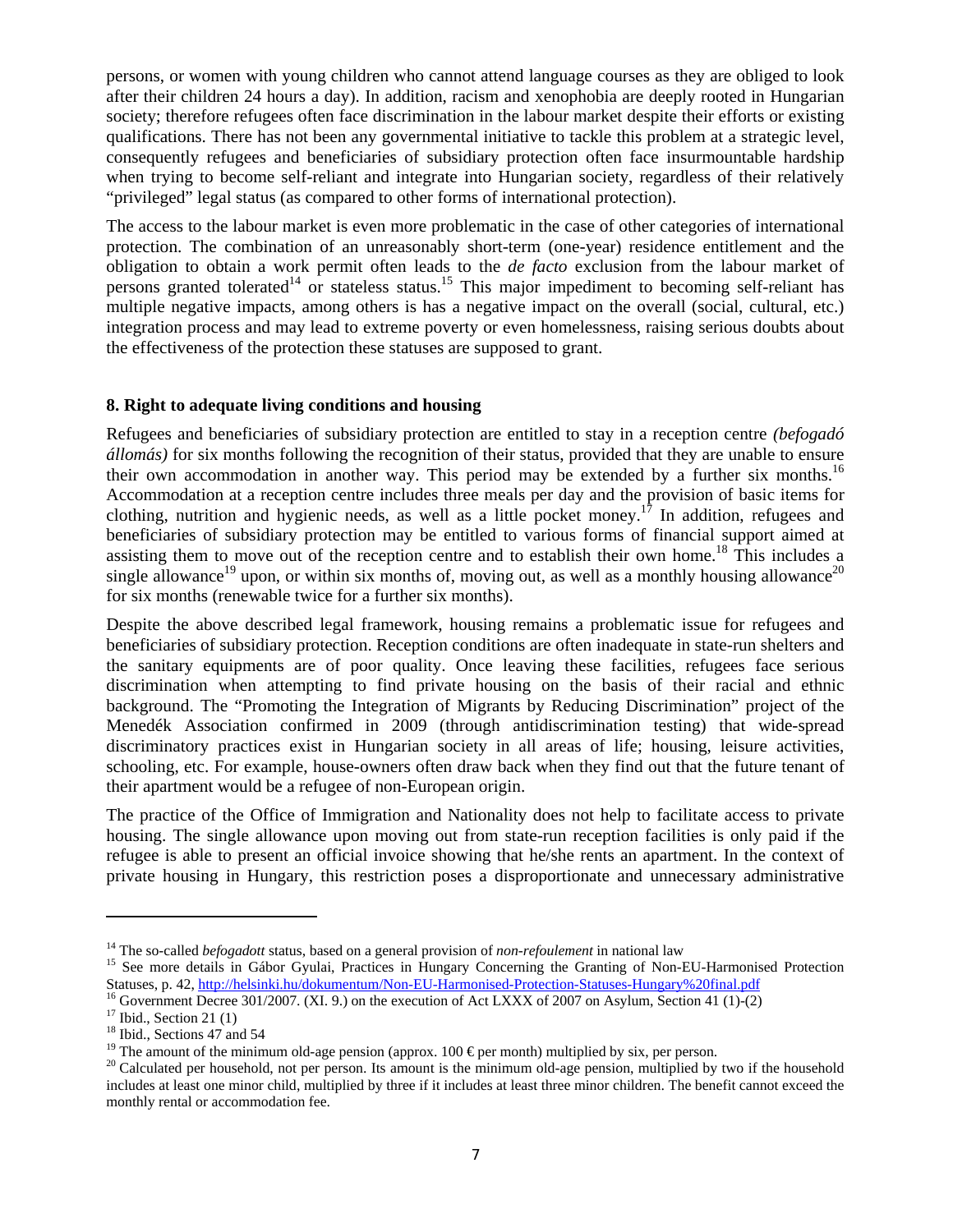persons, or women with young children who cannot attend language courses as they are obliged to look after their children 24 hours a day). In addition, racism and xenophobia are deeply rooted in Hungarian society; therefore refugees often face discrimination in the labour market despite their efforts or existing qualifications. There has not been any governmental initiative to tackle this problem at a strategic level, consequently refugees and beneficiaries of subsidiary protection often face insurmountable hardship when trying to become self-reliant and integrate into Hungarian society, regardless of their relatively "privileged" legal status (as compared to other forms of international protection).

The access to the labour market is even more problematic in the case of other categories of international protection. The combination of an unreasonably short-term (one-year) residence entitlement and the obligation to obtain a work permit often leads to the *de facto* exclusion from the labour market of persons granted tolerated[14] or stateless status.[15] This major impediment to becoming self-reliant has multiple negative impacts, among others is has a negative impact on the overall (social, cultural, etc.) integration process and may lead to extreme poverty or even homelessness, raising serious doubts about the effectiveness of the protection these statuses are supposed to grant.

**8. Right to adequate living conditions and housing**

Refugees and beneficiaries of subsidiary protection are entitled to stay in a reception centre *(befogadó állomás)* for six months following the recognition of their status, provided that they are unable to ensure their own accommodation in another way. This period may be extended by a further six months.[16] Accommodation at a reception centre includes three meals per day and the provision of basic items for clothing, nutrition and hygienic needs, as well as a little pocket money.[17] In addition, refugees and beneficiaries of subsidiary protection may be entitled to various forms of financial support aimed at assisting them to move out of the reception centre and to establish their own home.[18] This includes a single allowance[19] upon, or within six months of, moving out, as well as a monthly housing allowance[20] for six months (renewable twice for a further six months).

Despite the above described legal framework, housing remains a problematic issue for refugees and beneficiaries of subsidiary protection. Reception conditions are often inadequate in state-run shelters and the sanitary equipments are of poor quality. Once leaving these facilities, refugees face serious discrimination when attempting to find private housing on the basis of their racial and ethnic background. The "Promoting the Integration of Migrants by Reducing Discrimination" project of the Menedék Association confirmed in 2009 (through antidiscrimination testing) that wide-spread discriminatory practices exist in Hungarian society in all areas of life; housing, leisure activities, schooling, etc. For example, house-owners often draw back when they find out that the future tenant of their apartment would be a refugee of non-European origin.

The practice of the Office of Immigration and Nationality does not help to facilitate access to private housing. The single allowance upon moving out from state-run reception facilities is only paid if the refugee is able to present an official invoice showing that he/she rents an apartment. In the context of private housing in Hungary, this restriction poses a disproportionate and unnecessary administrative

---

[14] The so-called *befogadott* status, based on a general provision of *non-refoulement* in national law

[15] See more details in Gábor Gyulai, Practices in Hungary Concerning the Granting of Non-EU-Harmonised Protection Statuses, p. 42, http://helsinki.hu/dokumentum/Non-EU-Harmonised-Protection-Statuses-Hungary%20final.pdf

[16] Government Decree 301/2007. (XI. 9.) on the execution of Act LXXX of 2007 on Asylum, Section 41 (1)-(2)

[17] Ibid., Section 21 (1)

[18] Ibid., Sections 47 and 54

[19] The amount of the minimum old-age pension (approx. 100 € per month) multiplied by six, per person.

[20] Calculated per household, not per person. Its amount is the minimum old-age pension, multiplied by two if the household includes at least one minor child, multiplied by three if it includes at least three minor children. The benefit cannot exceed the monthly rental or accommodation fee.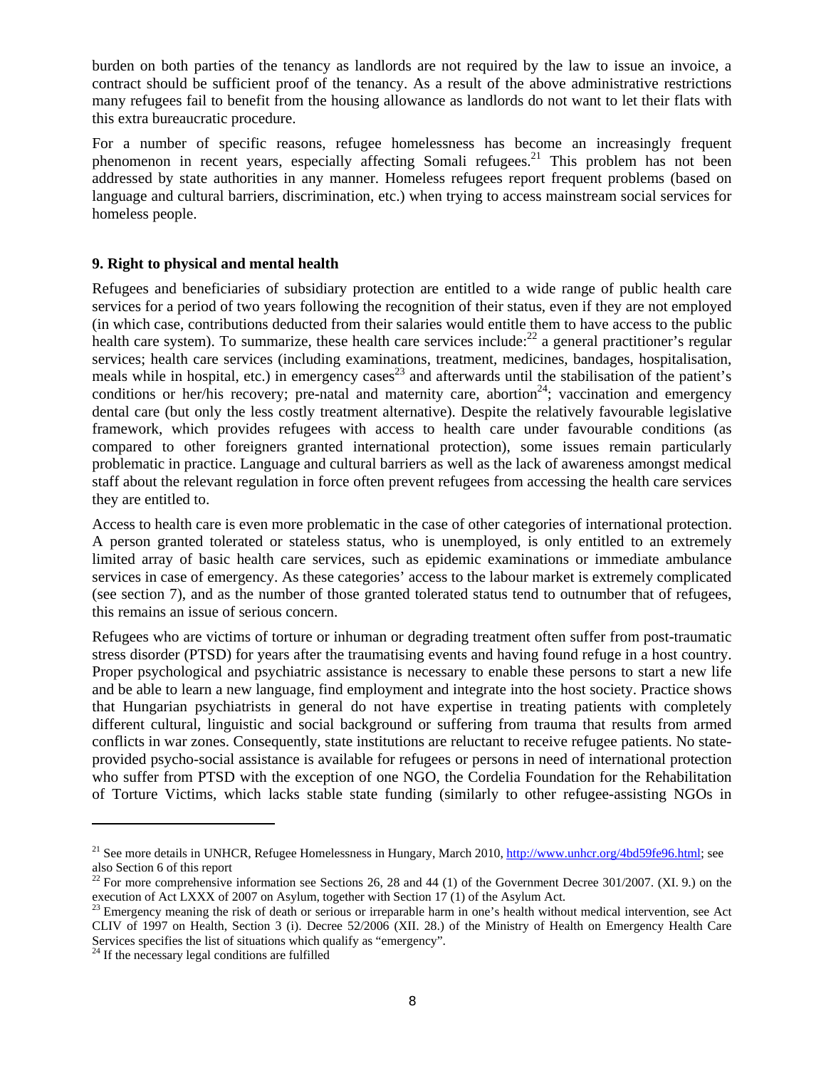burden on both parties of the tenancy as landlords are not required by the law to issue an invoice, a contract should be sufficient proof of the tenancy. As a result of the above administrative restrictions many refugees fail to benefit from the housing allowance as landlords do not want to let their flats with this extra bureaucratic procedure.

For a number of specific reasons, refugee homelessness has become an increasingly frequent phenomenon in recent years, especially affecting Somali refugees.[21] This problem has not been addressed by state authorities in any manner. Homeless refugees report frequent problems (based on language and cultural barriers, discrimination, etc.) when trying to access mainstream social services for homeless people.

**9. Right to physical and mental health**

Refugees and beneficiaries of subsidiary protection are entitled to a wide range of public health care services for a period of two years following the recognition of their status, even if they are not employed (in which case, contributions deducted from their salaries would entitle them to have access to the public health care system). To summarize, these health care services include:[22] a general practitioner's regular services; health care services (including examinations, treatment, medicines, bandages, hospitalisation, meals while in hospital, etc.) in emergency cases[23] and afterwards until the stabilisation of the patient's conditions or her/his recovery; pre-natal and maternity care, abortion[24]; vaccination and emergency dental care (but only the less costly treatment alternative). Despite the relatively favourable legislative framework, which provides refugees with access to health care under favourable conditions (as compared to other foreigners granted international protection), some issues remain particularly problematic in practice. Language and cultural barriers as well as the lack of awareness amongst medical staff about the relevant regulation in force often prevent refugees from accessing the health care services they are entitled to.

Access to health care is even more problematic in the case of other categories of international protection. A person granted tolerated or stateless status, who is unemployed, is only entitled to an extremely limited array of basic health care services, such as epidemic examinations or immediate ambulance services in case of emergency. As these categories' access to the labour market is extremely complicated (see section 7), and as the number of those granted tolerated status tend to outnumber that of refugees, this remains an issue of serious concern.

Refugees who are victims of torture or inhuman or degrading treatment often suffer from post-traumatic stress disorder (PTSD) for years after the traumatising events and having found refuge in a host country. Proper psychological and psychiatric assistance is necessary to enable these persons to start a new life and be able to learn a new language, find employment and integrate into the host society. Practice shows that Hungarian psychiatrists in general do not have expertise in treating patients with completely different cultural, linguistic and social background or suffering from trauma that results from armed conflicts in war zones. Consequently, state institutions are reluctant to receive refugee patients. No state-provided psycho-social assistance is available for refugees or persons in need of international protection who suffer from PTSD with the exception of one NGO, the Cordelia Foundation for the Rehabilitation of Torture Victims, which lacks stable state funding (similarly to other refugee-assisting NGOs in

---

[21] See more details in UNHCR, Refugee Homelessness in Hungary, March 2010, http://www.unhcr.org/4bd59fe96.html; see also Section 6 of this report

[22] For more comprehensive information see Sections 26, 28 and 44 (1) of the Government Decree 301/2007. (XI. 9.) on the execution of Act LXXX of 2007 on Asylum, together with Section 17 (1) of the Asylum Act.

[23] Emergency meaning the risk of death or serious or irreparable harm in one's health without medical intervention, see Act CLIV of 1997 on Health, Section 3 (i). Decree 52/2006 (XII. 28.) of the Ministry of Health on Emergency Health Care Services specifies the list of situations which qualify as "emergency".

[24] If the necessary legal conditions are fulfilled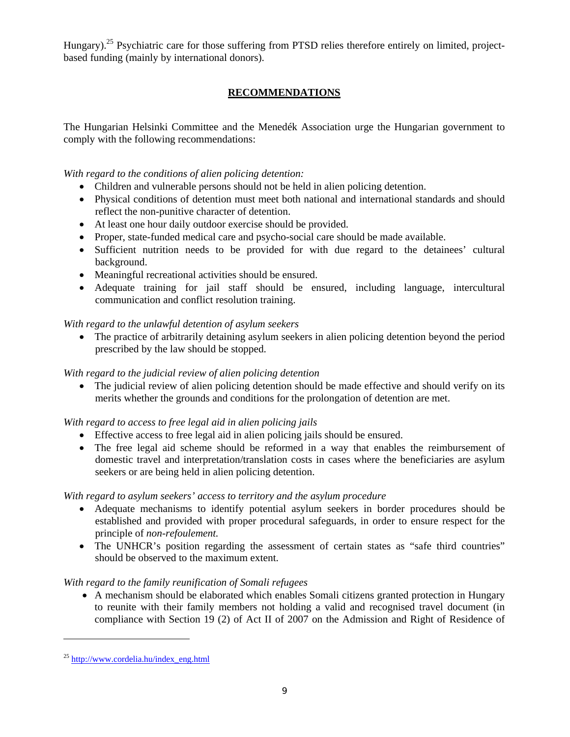Hungary).[25] Psychiatric care for those suffering from PTSD relies therefore entirely on limited, project-based funding (mainly by international donors).

## RECOMMENDATIONS

The Hungarian Helsinki Committee and the Menedék Association urge the Hungarian government to comply with the following recommendations:

*With regard to the conditions of alien policing detention:*

- Children and vulnerable persons should not be held in alien policing detention.
- Physical conditions of detention must meet both national and international standards and should reflect the non-punitive character of detention.
- At least one hour daily outdoor exercise should be provided.
- Proper, state-funded medical care and psycho-social care should be made available.
- Sufficient nutrition needs to be provided for with due regard to the detainees' cultural background.
- Meaningful recreational activities should be ensured.
- Adequate training for jail staff should be ensured, including language, intercultural communication and conflict resolution training.

*With regard to the unlawful detention of asylum seekers*

- The practice of arbitrarily detaining asylum seekers in alien policing detention beyond the period prescribed by the law should be stopped.

*With regard to the judicial review of alien policing detention*

- The judicial review of alien policing detention should be made effective and should verify on its merits whether the grounds and conditions for the prolongation of detention are met.

*With regard to access to free legal aid in alien policing jails*

- Effective access to free legal aid in alien policing jails should be ensured.
- The free legal aid scheme should be reformed in a way that enables the reimbursement of domestic travel and interpretation/translation costs in cases where the beneficiaries are asylum seekers or are being held in alien policing detention.

*With regard to asylum seekers' access to territory and the asylum procedure*

- Adequate mechanisms to identify potential asylum seekers in border procedures should be established and provided with proper procedural safeguards, in order to ensure respect for the principle of *non-refoulement.*
- The UNHCR's position regarding the assessment of certain states as "safe third countries" should be observed to the maximum extent.

*With regard to the family reunification of Somali refugees*

- A mechanism should be elaborated which enables Somali citizens granted protection in Hungary to reunite with their family members not holding a valid and recognised travel document (in compliance with Section 19 (2) of Act II of 2007 on the Admission and Right of Residence of

---

[25] http://www.cordelia.hu/index_eng.html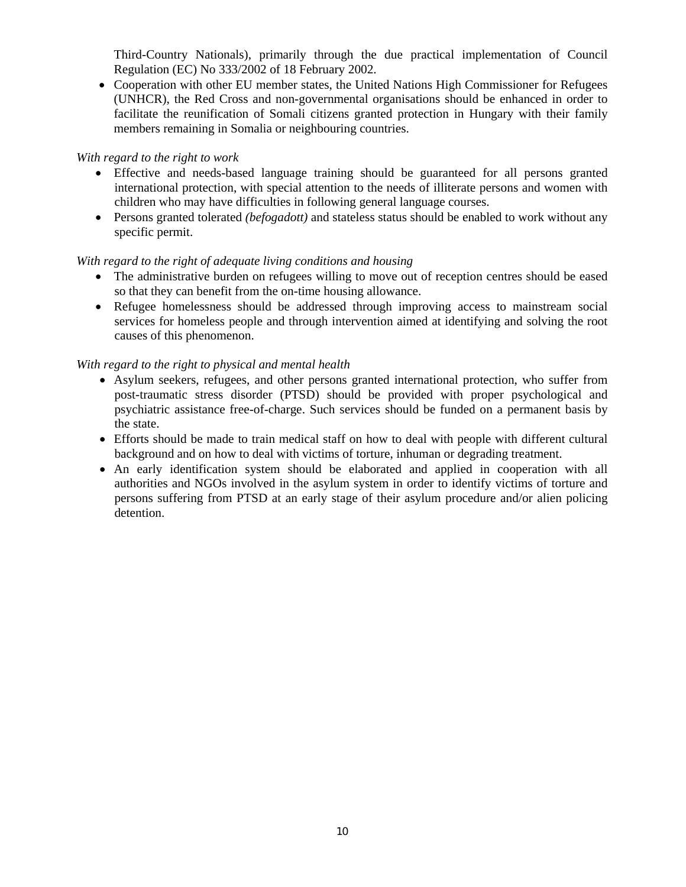Third-Country Nationals), primarily through the due practical implementation of Council Regulation (EC) No 333/2002 of 18 February 2002.
- Cooperation with other EU member states, the United Nations High Commissioner for Refugees (UNHCR), the Red Cross and non-governmental organisations should be enhanced in order to facilitate the reunification of Somali citizens granted protection in Hungary with their family members remaining in Somalia or neighbouring countries.

*With regard to the right to work*

- Effective and needs-based language training should be guaranteed for all persons granted international protection, with special attention to the needs of illiterate persons and women with children who may have difficulties in following general language courses.
- Persons granted tolerated *(befogadott)* and stateless status should be enabled to work without any specific permit.

*With regard to the right of adequate living conditions and housing*

- The administrative burden on refugees willing to move out of reception centres should be eased so that they can benefit from the on-time housing allowance.
- Refugee homelessness should be addressed through improving access to mainstream social services for homeless people and through intervention aimed at identifying and solving the root causes of this phenomenon.

*With regard to the right to physical and mental health*

- Asylum seekers, refugees, and other persons granted international protection, who suffer from post-traumatic stress disorder (PTSD) should be provided with proper psychological and psychiatric assistance free-of-charge. Such services should be funded on a permanent basis by the state.
- Efforts should be made to train medical staff on how to deal with people with different cultural background and on how to deal with victims of torture, inhuman or degrading treatment.
- An early identification system should be elaborated and applied in cooperation with all authorities and NGOs involved in the asylum system in order to identify victims of torture and persons suffering from PTSD at an early stage of their asylum procedure and/or alien policing detention.